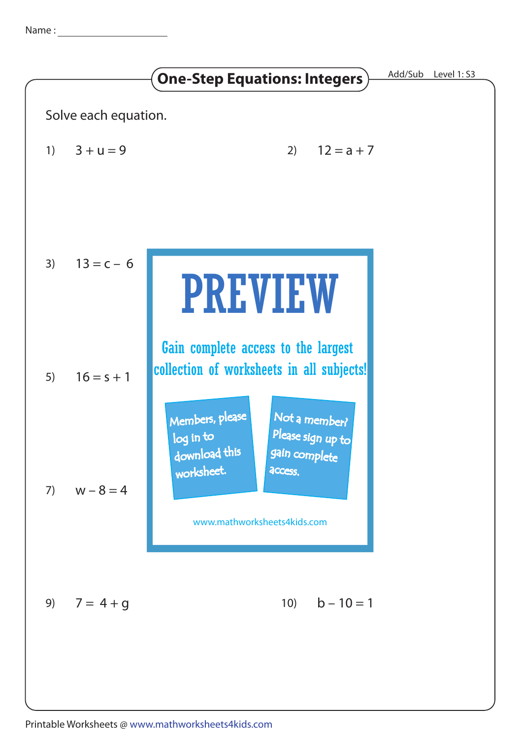Name : ____________________

# One-Step Equations: Integers

Add/Sub Level 1: S3

Solve each equation.

1) $3 + u = 9$

2) $12 = a + 7$

3) $13 = c - 6$

5) $16 = s + 1$

7) $w - 8 = 4$

**PREVIEW**

Gain complete access to the largest collection of worksheets in all subjects!

Members, please log in to download this worksheet.

Not a member? Please sign up to gain complete access.

www.mathworksheets4kids.com

9) $7 = 4 + g$

10) $b - 10 = 1$

Printable Worksheets @ www.mathworksheets4kids.com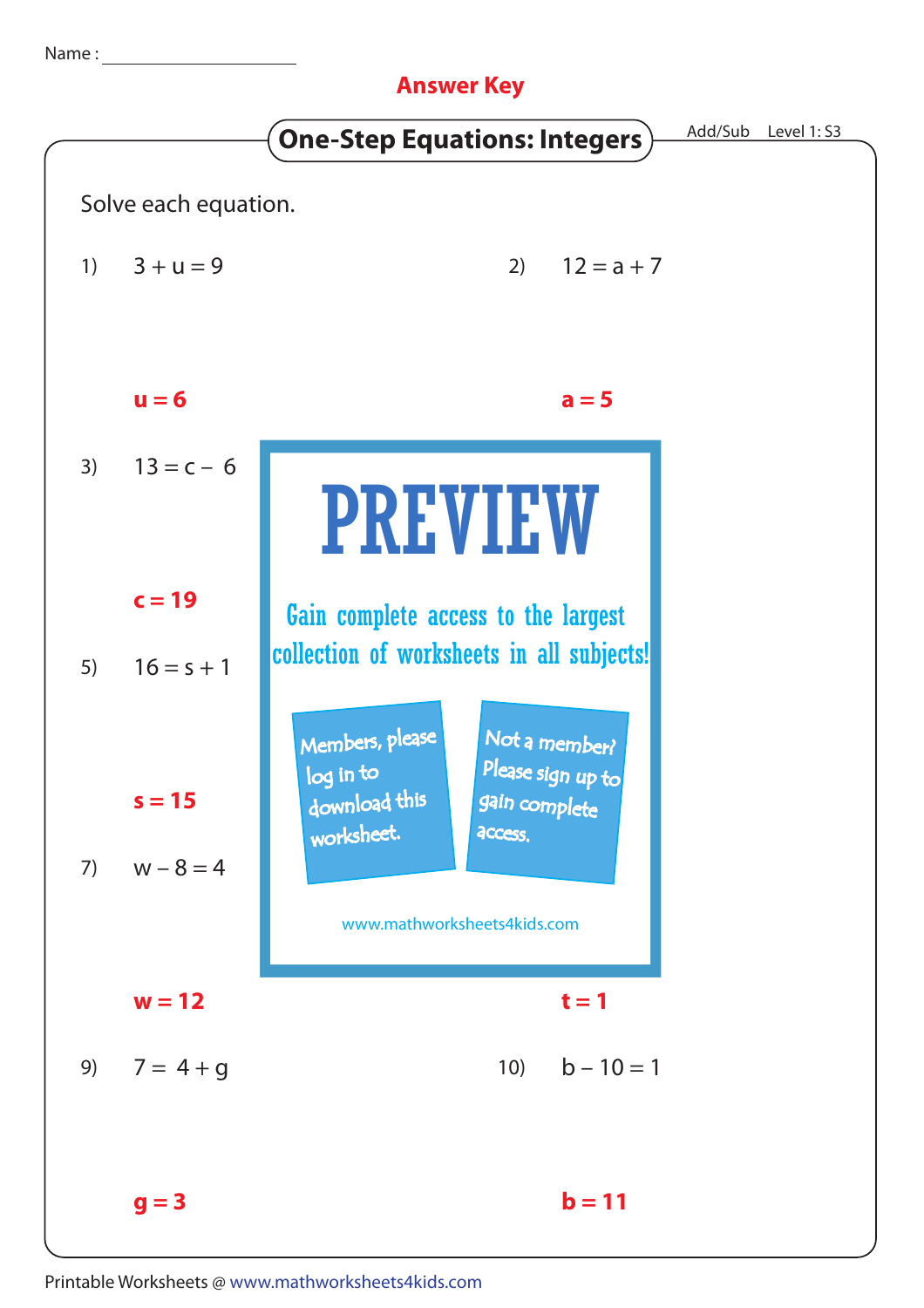Name : 

**Answer Key**

# One-Step Equations: Integers

Add/Sub Level 1: S3

Solve each equation.

1) $3 + u = 9$

**$u = 6$**

2) $12 = a + 7$

**$a = 5$**

3) $13 = c - 6$

**$c = 19$**

5) $16 = s + 1$

**$s = 15$**

7) $w - 8 = 4$

**$w = 12$**

**$t = 1$**

PREVIEW

Gain complete access to the largest collection of worksheets in all subjects!

Members, please log in to download this worksheet.

Not a member? Please sign up to gain complete access.

www.mathworksheets4kids.com

9) $7 = 4 + g$

**$g = 3$**

10) $b - 10 = 1$

**$b = 11$**

Printable Worksheets @ www.mathworksheets4kids.com